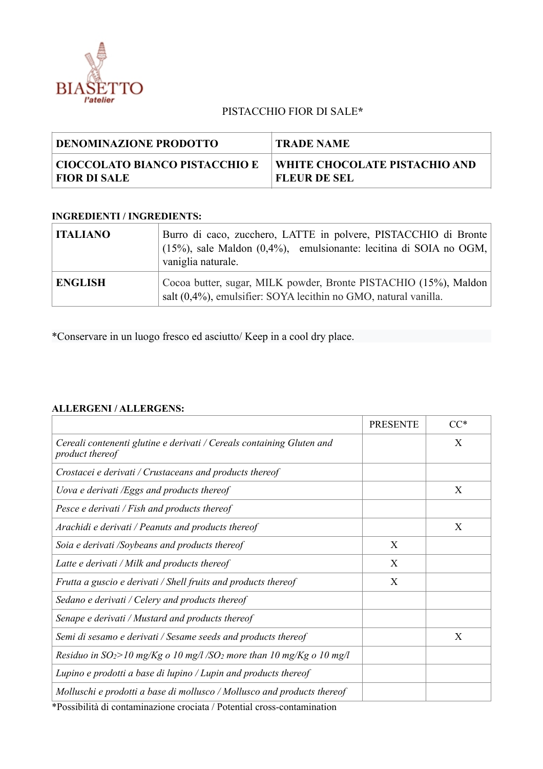BIASETTO
l'atelier

PISTACCHIO FIOR DI SALE*

| DENOMINAZIONE PRODOTTO | TRADE NAME |
|---|---|
| CIOCCOLATO BIANCO PISTACCHIO E FIOR DI SALE | WHITE CHOCOLATE PISTACHIO AND FLEUR DE SEL |

**INGREDIENTI / INGREDIENTS:**

| ITALIANO | Burro di caco, zucchero, LATTE in polvere, PISTACCHIO di Bronte (15%), sale Maldon (0,4%), emulsionante: lecitina di SOIA no OGM, vaniglia naturale. |
|---|---|
| **ENGLISH** | Cocoa butter, sugar, MILK powder, Bronte PISTACHIO (15%), Maldon salt (0,4%), emulsifier: SOYA lecithin no GMO, natural vanilla. |

*Conservare in un luogo fresco ed asciutto/ Keep in a cool dry place.

**ALLERGENI / ALLERGENS:**

| | PRESENTE | CC* |
|---|---|---|
| *Cereali contenenti glutine e derivati / Cereals containing Gluten and product thereof* | | X |
| *Crostacei e derivati / Crustaceans and products thereof* | | |
| *Uova e derivati /Eggs and products thereof* | | X |
| *Pesce e derivati / Fish and products thereof* | | |
| *Arachidi e derivati / Peanuts and products thereof* | | X |
| *Soia e derivati /Soybeans and products thereof* | X | |
| *Latte e derivati / Milk and products thereof* | X | |
| *Frutta a guscio e derivati / Shell fruits and products thereof* | X | |
| *Sedano e derivati / Celery and products thereof* | | |
| *Senape e derivati / Mustard and products thereof* | | |
| *Semi di sesamo e derivati / Sesame seeds and products thereof* | | X |
| *Residuo in $SO_2$>10 mg/Kg o 10 mg/l /$SO_2$ more than 10 mg/Kg o 10 mg/l* | | |
| *Lupino e prodotti a base di lupino / Lupin and products thereof* | | |
| *Molluschi e prodotti a base di mollusco / Mollusco and products thereof* | | |

*Possibilità di contaminazione crociata / Potential cross-contamination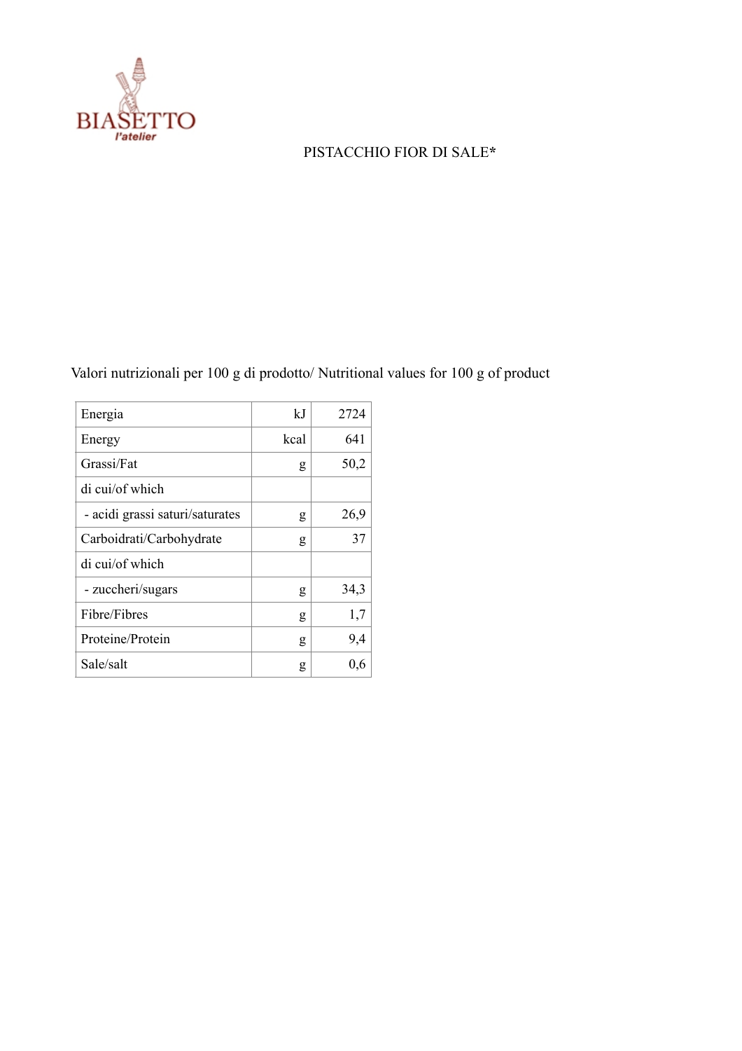BIASETTO
l'atelier

PISTACCHIO FIOR DI SALE*

Valori nutrizionali per 100 g di prodotto/ Nutritional values for 100 g of product

| | | |
|---|---|---|
| Energia | kJ | 2724 |
| Energy | kcal | 641 |
| Grassi/Fat | g | 50,2 |
| di cui/of which | | |
| - acidi grassi saturi/saturates | g | 26,9 |
| Carboidrati/Carbohydrate | g | 37 |
| di cui/of which | | |
| - zuccheri/sugars | g | 34,3 |
| Fibre/Fibres | g | 1,7 |
| Proteine/Protein | g | 9,4 |
| Sale/salt | g | 0,6 |